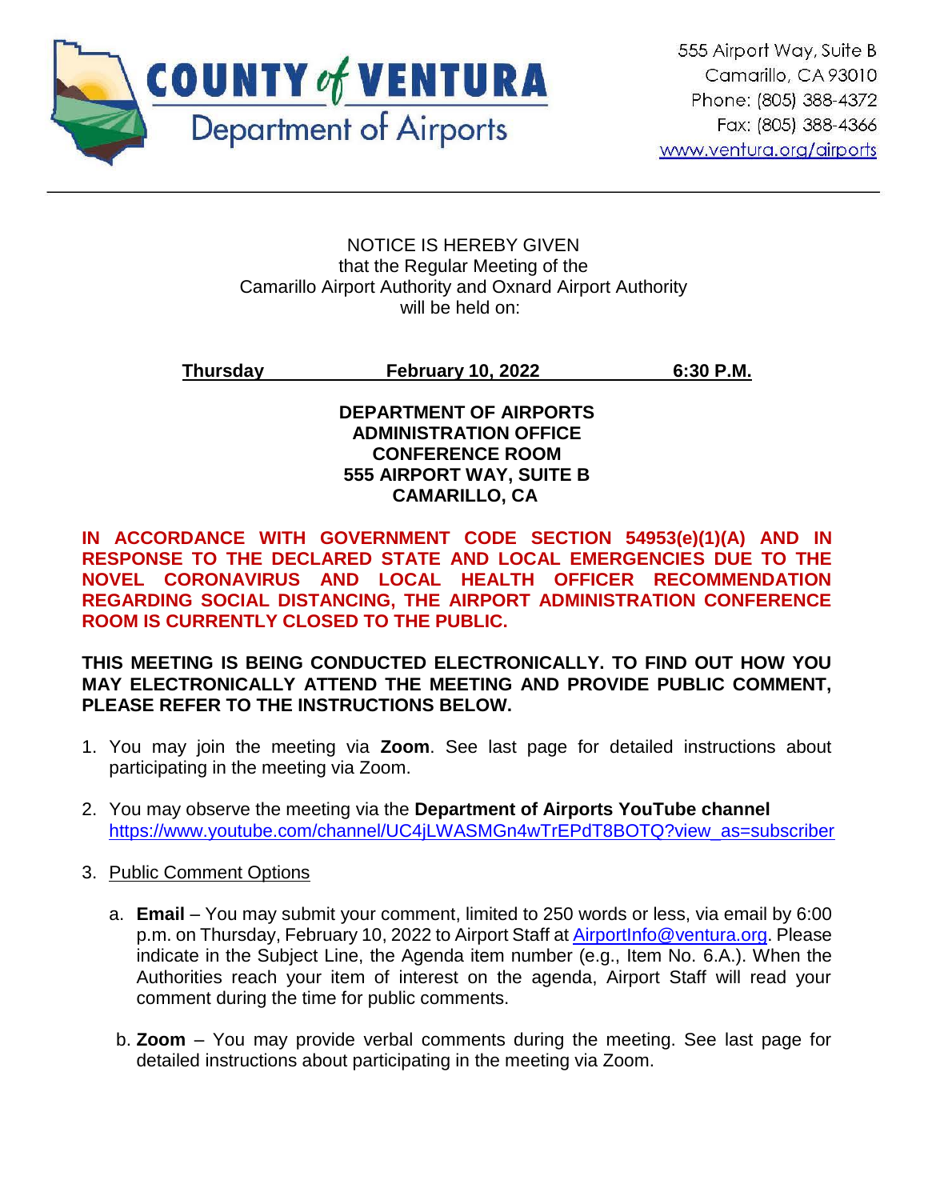**COUNTY of VENTURA**
Department of Airports

555 Airport Way, Suite B
Camarillo, CA 93010
Phone: (805) 388-4372
Fax: (805) 388-4366
www.ventura.org/airports

---

NOTICE IS HEREBY GIVEN
that the Regular Meeting of the
Camarillo Airport Authority and Oxnard Airport Authority
will be held on:

**Thursday February 10, 2022 6:30 P.M.**

**DEPARTMENT OF AIRPORTS**
**ADMINISTRATION OFFICE**
**CONFERENCE ROOM**
**555 AIRPORT WAY, SUITE B**
**CAMARILLO, CA**

**IN ACCORDANCE WITH GOVERNMENT CODE SECTION 54953(e)(1)(A) AND IN RESPONSE TO THE DECLARED STATE AND LOCAL EMERGENCIES DUE TO THE NOVEL CORONAVIRUS AND LOCAL HEALTH OFFICER RECOMMENDATION REGARDING SOCIAL DISTANCING, THE AIRPORT ADMINISTRATION CONFERENCE ROOM IS CURRENTLY CLOSED TO THE PUBLIC.**

**THIS MEETING IS BEING CONDUCTED ELECTRONICALLY. TO FIND OUT HOW YOU MAY ELECTRONICALLY ATTEND THE MEETING AND PROVIDE PUBLIC COMMENT, PLEASE REFER TO THE INSTRUCTIONS BELOW.**

1. You may join the meeting via **Zoom**. See last page for detailed instructions about participating in the meeting via Zoom.

2. You may observe the meeting via the **Department of Airports YouTube channel** https://www.youtube.com/channel/UC4jLWASMGn4wTrEPdT8BOTQ?view_as=subscriber

3. Public Comment Options

   a. **Email** – You may submit your comment, limited to 250 words or less, via email by 6:00 p.m. on Thursday, February 10, 2022 to Airport Staff at AirportInfo@ventura.org. Please indicate in the Subject Line, the Agenda item number (e.g., Item No. 6.A.). When the Authorities reach your item of interest on the agenda, Airport Staff will read your comment during the time for public comments.

   b. **Zoom** – You may provide verbal comments during the meeting. See last page for detailed instructions about participating in the meeting via Zoom.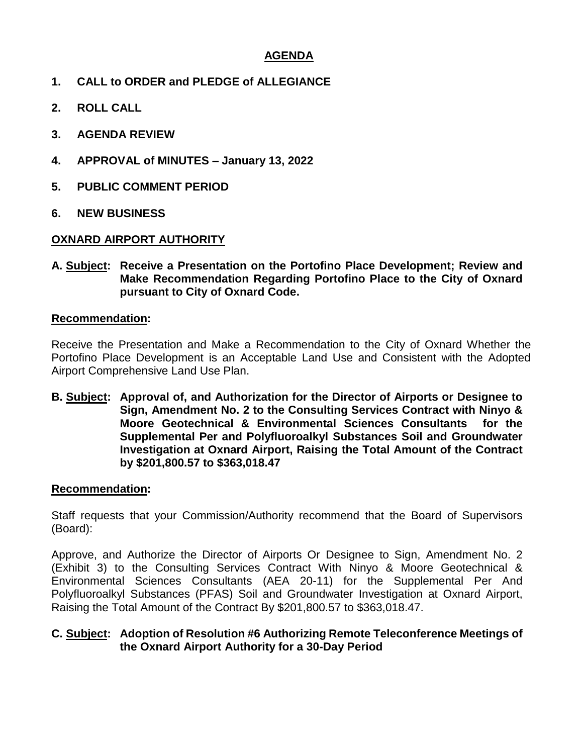## AGENDA

1. **CALL to ORDER and PLEDGE of ALLEGIANCE**

2. **ROLL CALL**

3. **AGENDA REVIEW**

4. **APPROVAL of MINUTES – January 13, 2022**

5. **PUBLIC COMMENT PERIOD**

6. **NEW BUSINESS**

### OXNARD AIRPORT AUTHORITY

**A. Subject: Receive a Presentation on the Portofino Place Development; Review and Make Recommendation Regarding Portofino Place to the City of Oxnard pursuant to City of Oxnard Code.**

**Recommendation:**

Receive the Presentation and Make a Recommendation to the City of Oxnard Whether the Portofino Place Development is an Acceptable Land Use and Consistent with the Adopted Airport Comprehensive Land Use Plan.

**B. Subject: Approval of, and Authorization for the Director of Airports or Designee to Sign, Amendment No. 2 to the Consulting Services Contract with Ninyo & Moore Geotechnical & Environmental Sciences Consultants for the Supplemental Per and Polyfluoroalkyl Substances Soil and Groundwater Investigation at Oxnard Airport, Raising the Total Amount of the Contract by $201,800.57 to $363,018.47**

**Recommendation:**

Staff requests that your Commission/Authority recommend that the Board of Supervisors (Board):

Approve, and Authorize the Director of Airports Or Designee to Sign, Amendment No. 2 (Exhibit 3) to the Consulting Services Contract With Ninyo & Moore Geotechnical & Environmental Sciences Consultants (AEA 20-11) for the Supplemental Per And Polyfluoroalkyl Substances (PFAS) Soil and Groundwater Investigation at Oxnard Airport, Raising the Total Amount of the Contract By $201,800.57 to $363,018.47.

**C. Subject: Adoption of Resolution #6 Authorizing Remote Teleconference Meetings of the Oxnard Airport Authority for a 30-Day Period**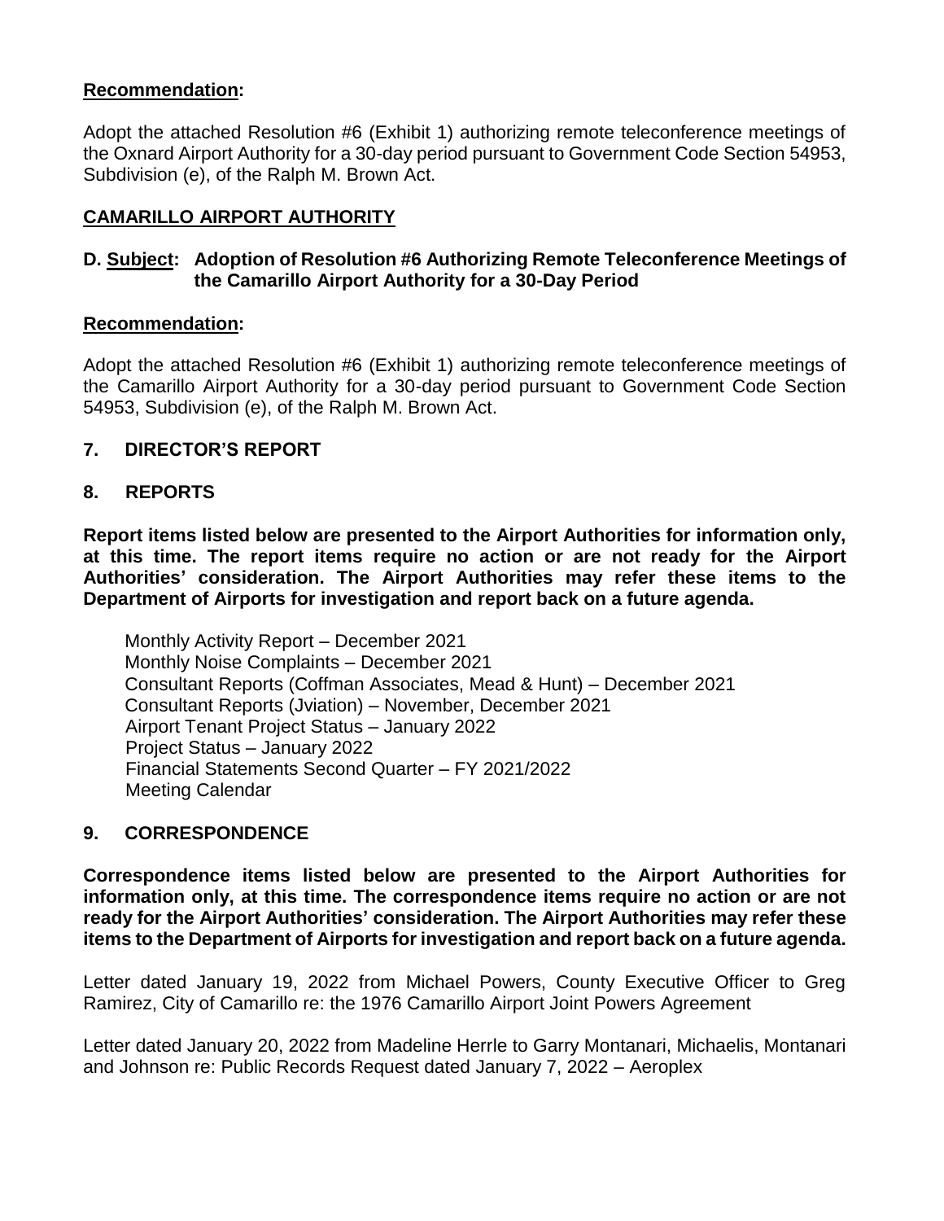**Recommendation:**

Adopt the attached Resolution #6 (Exhibit 1) authorizing remote teleconference meetings of the Oxnard Airport Authority for a 30-day period pursuant to Government Code Section 54953, Subdivision (e), of the Ralph M. Brown Act.

## CAMARILLO AIRPORT AUTHORITY

**D. Subject: Adoption of Resolution #6 Authorizing Remote Teleconference Meetings of the Camarillo Airport Authority for a 30-Day Period**

**Recommendation:**

Adopt the attached Resolution #6 (Exhibit 1) authorizing remote teleconference meetings of the Camarillo Airport Authority for a 30-day period pursuant to Government Code Section 54953, Subdivision (e), of the Ralph M. Brown Act.

## 7. DIRECTOR'S REPORT

## 8. REPORTS

**Report items listed below are presented to the Airport Authorities for information only, at this time. The report items require no action or are not ready for the Airport Authorities' consideration. The Airport Authorities may refer these items to the Department of Airports for investigation and report back on a future agenda.**

Monthly Activity Report – December 2021
Monthly Noise Complaints – December 2021
Consultant Reports (Coffman Associates, Mead & Hunt) – December 2021
Consultant Reports (Jviation) – November, December 2021
Airport Tenant Project Status – January 2022
Project Status – January 2022
Financial Statements Second Quarter – FY 2021/2022
Meeting Calendar

## 9. CORRESPONDENCE

**Correspondence items listed below are presented to the Airport Authorities for information only, at this time. The correspondence items require no action or are not ready for the Airport Authorities' consideration. The Airport Authorities may refer these items to the Department of Airports for investigation and report back on a future agenda.**

Letter dated January 19, 2022 from Michael Powers, County Executive Officer to Greg Ramirez, City of Camarillo re: the 1976 Camarillo Airport Joint Powers Agreement

Letter dated January 20, 2022 from Madeline Herrle to Garry Montanari, Michaelis, Montanari and Johnson re: Public Records Request dated January 7, 2022 – Aeroplex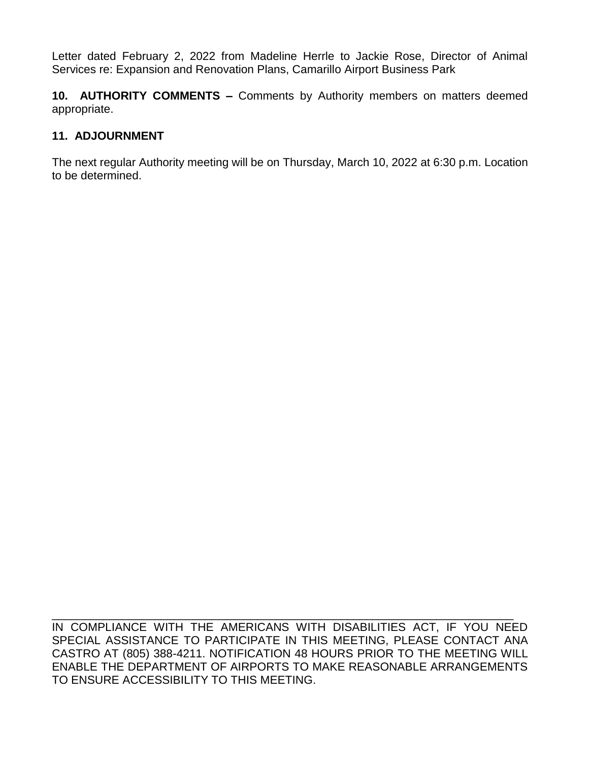Letter dated February 2, 2022 from Madeline Herrle to Jackie Rose, Director of Animal Services re: Expansion and Renovation Plans, Camarillo Airport Business Park

**10. AUTHORITY COMMENTS –** Comments by Authority members on matters deemed appropriate.

**11. ADJOURNMENT**

The next regular Authority meeting will be on Thursday, March 10, 2022 at 6:30 p.m. Location to be determined.

---

IN COMPLIANCE WITH THE AMERICANS WITH DISABILITIES ACT, IF YOU NEED SPECIAL ASSISTANCE TO PARTICIPATE IN THIS MEETING, PLEASE CONTACT ANA CASTRO AT (805) 388-4211. NOTIFICATION 48 HOURS PRIOR TO THE MEETING WILL ENABLE THE DEPARTMENT OF AIRPORTS TO MAKE REASONABLE ARRANGEMENTS TO ENSURE ACCESSIBILITY TO THIS MEETING.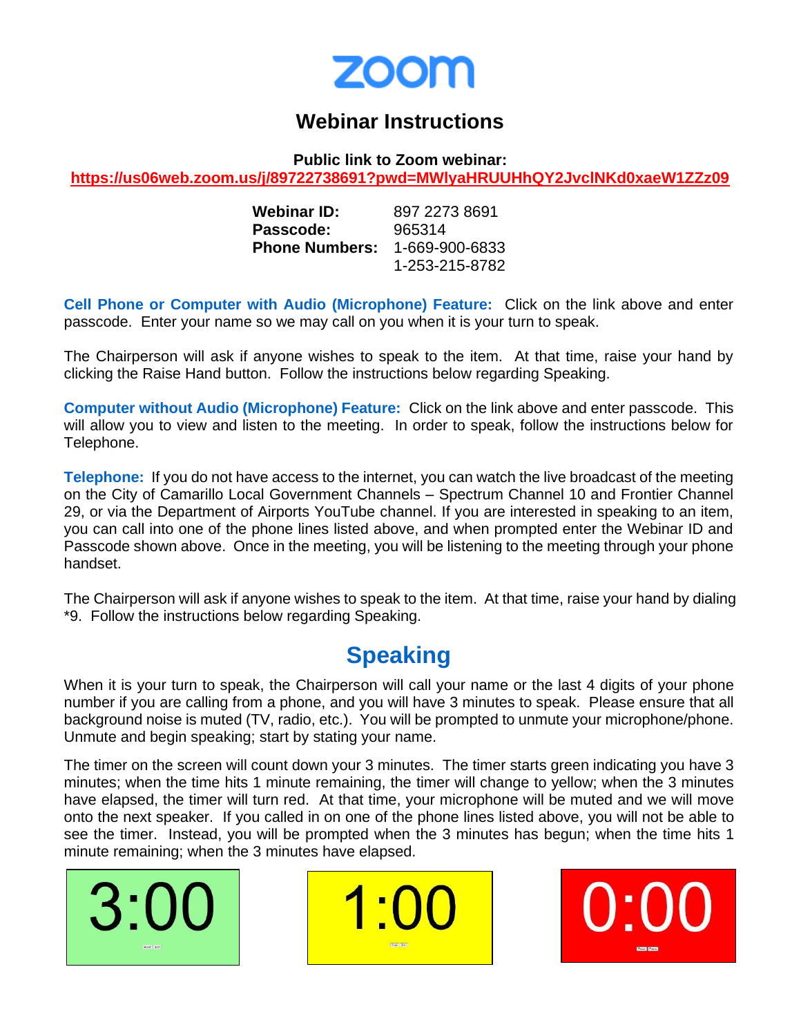zoom

# Webinar Instructions

**Public link to Zoom webinar:**
**https://us06web.zoom.us/j/89722738691?pwd=MWlyaHRUUHhQY2JvclNKd0xaeW1ZZz09**

| | |
|---|---|
| **Webinar ID:** | 897 2273 8691 |
| **Passcode:** | 965314 |
| **Phone Numbers:** | 1-669-900-6833 |
| | 1-253-215-8782 |

**Cell Phone or Computer with Audio (Microphone) Feature:** Click on the link above and enter passcode. Enter your name so we may call on you when it is your turn to speak.

The Chairperson will ask if anyone wishes to speak to the item. At that time, raise your hand by clicking the Raise Hand button. Follow the instructions below regarding Speaking.

**Computer without Audio (Microphone) Feature:** Click on the link above and enter passcode. This will allow you to view and listen to the meeting. In order to speak, follow the instructions below for Telephone.

**Telephone:** If you do not have access to the internet, you can watch the live broadcast of the meeting on the City of Camarillo Local Government Channels – Spectrum Channel 10 and Frontier Channel 29, or via the Department of Airports YouTube channel. If you are interested in speaking to an item, you can call into one of the phone lines listed above, and when prompted enter the Webinar ID and Passcode shown above. Once in the meeting, you will be listening to the meeting through your phone handset.

The Chairperson will ask if anyone wishes to speak to the item. At that time, raise your hand by dialing *9. Follow the instructions below regarding Speaking.

## Speaking

When it is your turn to speak, the Chairperson will call your name or the last 4 digits of your phone number if you are calling from a phone, and you will have 3 minutes to speak. Please ensure that all background noise is muted (TV, radio, etc.). You will be prompted to unmute your microphone/phone. Unmute and begin speaking; start by stating your name.

The timer on the screen will count down your 3 minutes. The timer starts green indicating you have 3 minutes; when the time hits 1 minute remaining, the timer will change to yellow; when the 3 minutes have elapsed, the timer will turn red. At that time, your microphone will be muted and we will move onto the next speaker. If you called in on one of the phone lines listed above, you will not be able to see the timer. Instead, you will be prompted when the 3 minutes has begun; when the time hits 1 minute remaining; when the 3 minutes have elapsed.

3:00

1:00

0:00